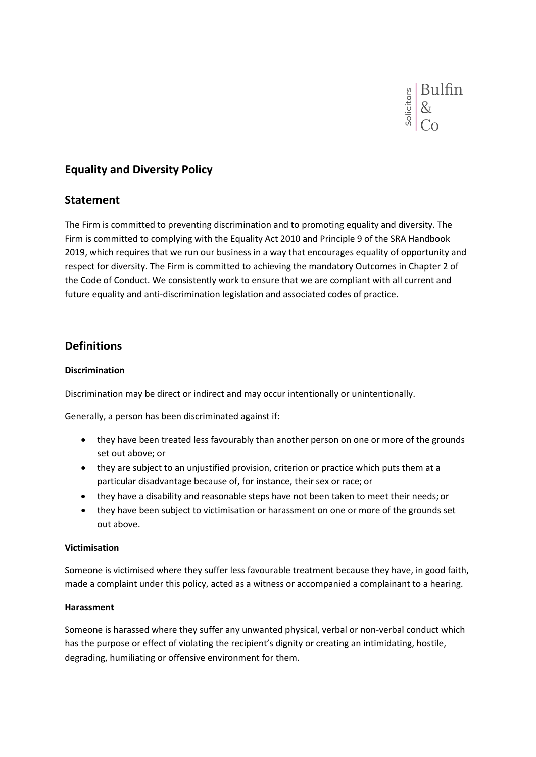Solicitors | Bulfin & Co

## Equality and Diversity Policy

## Statement

The Firm is committed to preventing discrimination and to promoting equality and diversity. The Firm is committed to complying with the Equality Act 2010 and Principle 9 of the SRA Handbook 2019, which requires that we run our business in a way that encourages equality of opportunity and respect for diversity. The Firm is committed to achieving the mandatory Outcomes in Chapter 2 of the Code of Conduct. We consistently work to ensure that we are compliant with all current and future equality and anti-discrimination legislation and associated codes of practice.

## Definitions

**Discrimination**

Discrimination may be direct or indirect and may occur intentionally or unintentionally.

Generally, a person has been discriminated against if:

- they have been treated less favourably than another person on one or more of the grounds set out above; or
- they are subject to an unjustified provision, criterion or practice which puts them at a particular disadvantage because of, for instance, their sex or race; or
- they have a disability and reasonable steps have not been taken to meet their needs; or
- they have been subject to victimisation or harassment on one or more of the grounds set out above.

**Victimisation**

Someone is victimised where they suffer less favourable treatment because they have, in good faith, made a complaint under this policy, acted as a witness or accompanied a complainant to a hearing.

**Harassment**

Someone is harassed where they suffer any unwanted physical, verbal or non-verbal conduct which has the purpose or effect of violating the recipient's dignity or creating an intimidating, hostile, degrading, humiliating or offensive environment for them.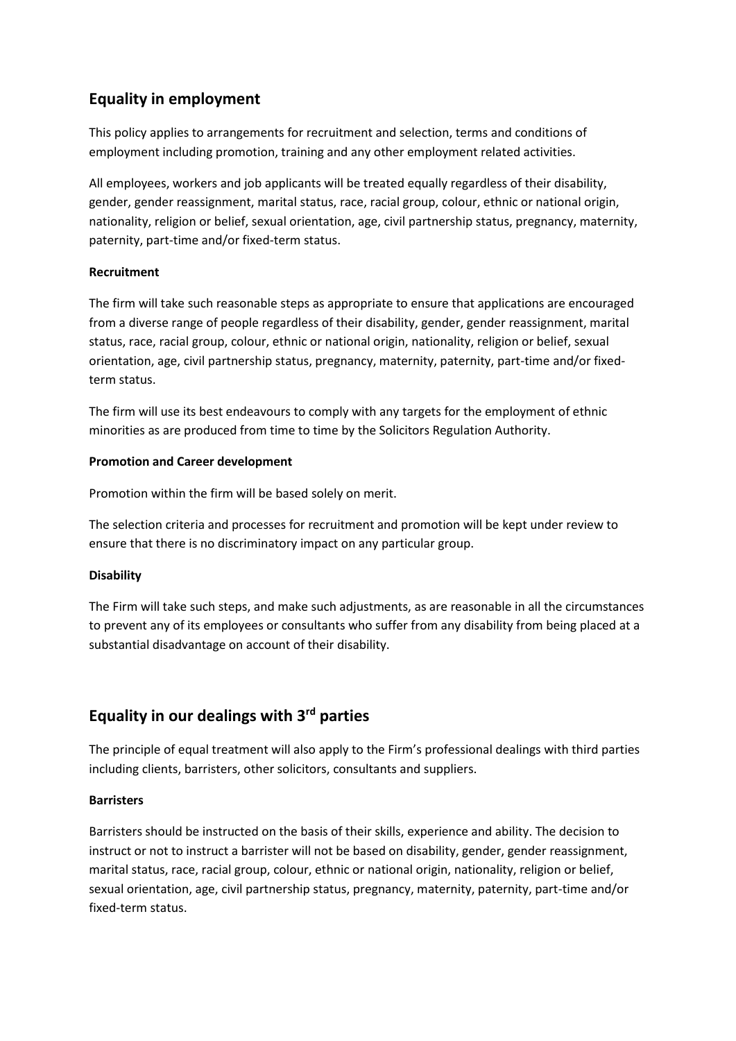## Equality in employment

This policy applies to arrangements for recruitment and selection, terms and conditions of employment including promotion, training and any other employment related activities.

All employees, workers and job applicants will be treated equally regardless of their disability, gender, gender reassignment, marital status, race, racial group, colour, ethnic or national origin, nationality, religion or belief, sexual orientation, age, civil partnership status, pregnancy, maternity, paternity, part-time and/or fixed-term status.

**Recruitment**

The firm will take such reasonable steps as appropriate to ensure that applications are encouraged from a diverse range of people regardless of their disability, gender, gender reassignment, marital status, race, racial group, colour, ethnic or national origin, nationality, religion or belief, sexual orientation, age, civil partnership status, pregnancy, maternity, paternity, part-time and/or fixed-term status.

The firm will use its best endeavours to comply with any targets for the employment of ethnic minorities as are produced from time to time by the Solicitors Regulation Authority.

**Promotion and Career development**

Promotion within the firm will be based solely on merit.

The selection criteria and processes for recruitment and promotion will be kept under review to ensure that there is no discriminatory impact on any particular group.

**Disability**

The Firm will take such steps, and make such adjustments, as are reasonable in all the circumstances to prevent any of its employees or consultants who suffer from any disability from being placed at a substantial disadvantage on account of their disability.

## Equality in our dealings with 3rd parties

The principle of equal treatment will also apply to the Firm's professional dealings with third parties including clients, barristers, other solicitors, consultants and suppliers.

**Barristers**

Barristers should be instructed on the basis of their skills, experience and ability. The decision to instruct or not to instruct a barrister will not be based on disability, gender, gender reassignment, marital status, race, racial group, colour, ethnic or national origin, nationality, religion or belief, sexual orientation, age, civil partnership status, pregnancy, maternity, paternity, part-time and/or fixed-term status.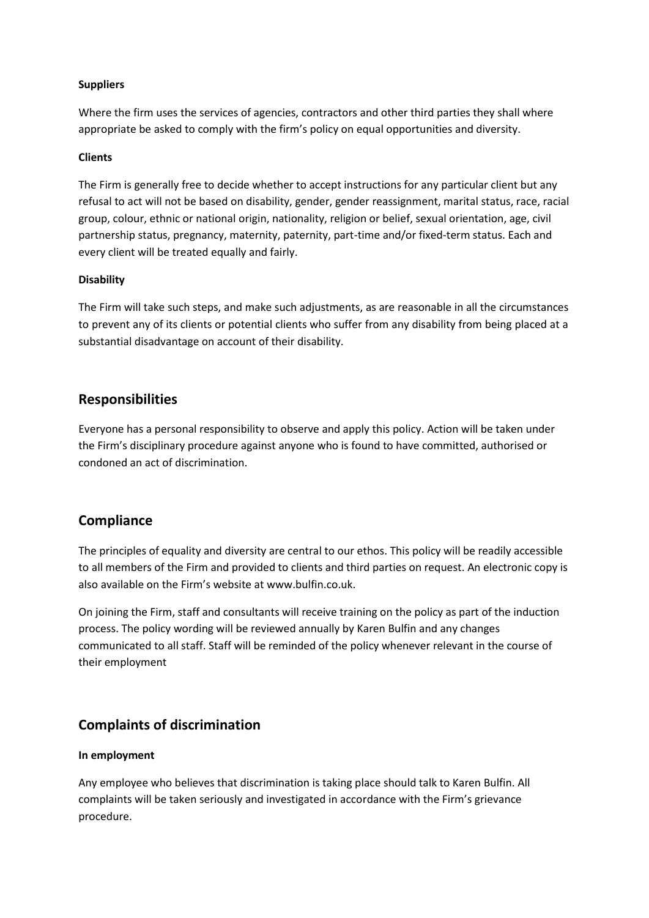**Suppliers**

Where the firm uses the services of agencies, contractors and other third parties they shall where appropriate be asked to comply with the firm's policy on equal opportunities and diversity.

**Clients**

The Firm is generally free to decide whether to accept instructions for any particular client but any refusal to act will not be based on disability, gender, gender reassignment, marital status, race, racial group, colour, ethnic or national origin, nationality, religion or belief, sexual orientation, age, civil partnership status, pregnancy, maternity, paternity, part-time and/or fixed-term status. Each and every client will be treated equally and fairly.

**Disability**

The Firm will take such steps, and make such adjustments, as are reasonable in all the circumstances to prevent any of its clients or potential clients who suffer from any disability from being placed at a substantial disadvantage on account of their disability.

## Responsibilities

Everyone has a personal responsibility to observe and apply this policy. Action will be taken under the Firm's disciplinary procedure against anyone who is found to have committed, authorised or condoned an act of discrimination.

## Compliance

The principles of equality and diversity are central to our ethos. This policy will be readily accessible to all members of the Firm and provided to clients and third parties on request. An electronic copy is also available on the Firm's website at www.bulfin.co.uk.

On joining the Firm, staff and consultants will receive training on the policy as part of the induction process. The policy wording will be reviewed annually by Karen Bulfin and any changes communicated to all staff. Staff will be reminded of the policy whenever relevant in the course of their employment

## Complaints of discrimination

**In employment**

Any employee who believes that discrimination is taking place should talk to Karen Bulfin. All complaints will be taken seriously and investigated in accordance with the Firm's grievance procedure.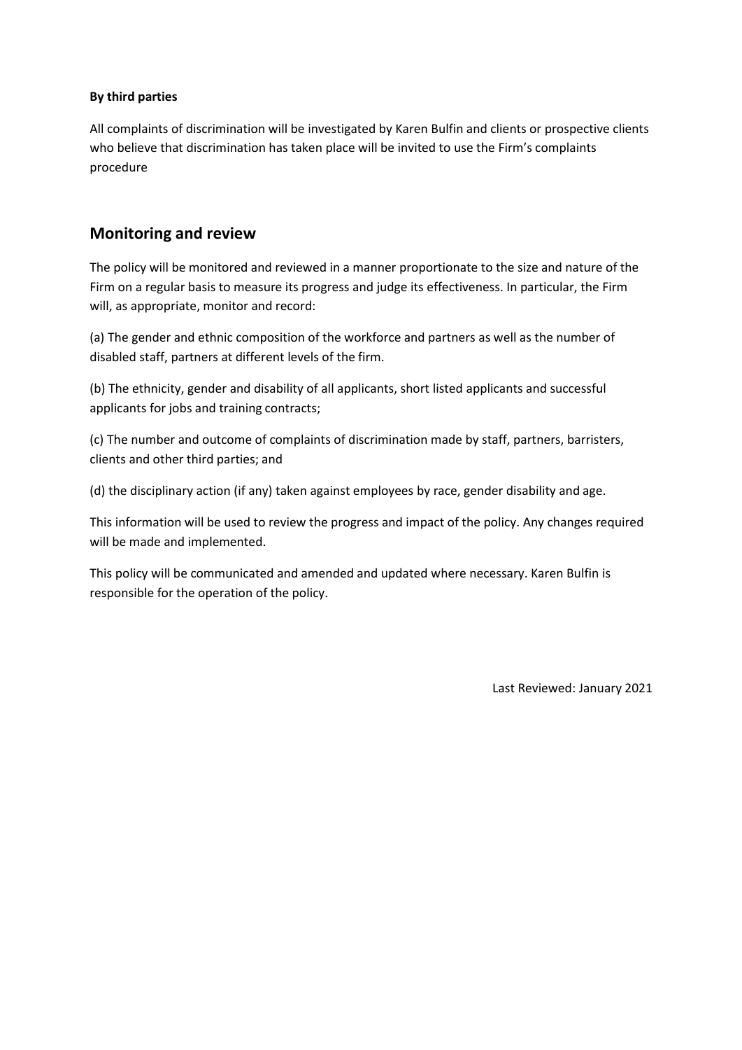**By third parties**

All complaints of discrimination will be investigated by Karen Bulfin and clients or prospective clients who believe that discrimination has taken place will be invited to use the Firm's complaints procedure

## Monitoring and review

The policy will be monitored and reviewed in a manner proportionate to the size and nature of the Firm on a regular basis to measure its progress and judge its effectiveness. In particular, the Firm will, as appropriate, monitor and record:

(a) The gender and ethnic composition of the workforce and partners as well as the number of disabled staff, partners at different levels of the firm.

(b) The ethnicity, gender and disability of all applicants, short listed applicants and successful applicants for jobs and training contracts;

(c) The number and outcome of complaints of discrimination made by staff, partners, barristers, clients and other third parties; and

(d) the disciplinary action (if any) taken against employees by race, gender disability and age.

This information will be used to review the progress and impact of the policy. Any changes required will be made and implemented.

This policy will be communicated and amended and updated where necessary. Karen Bulfin is responsible for the operation of the policy.

Last Reviewed: January 2021